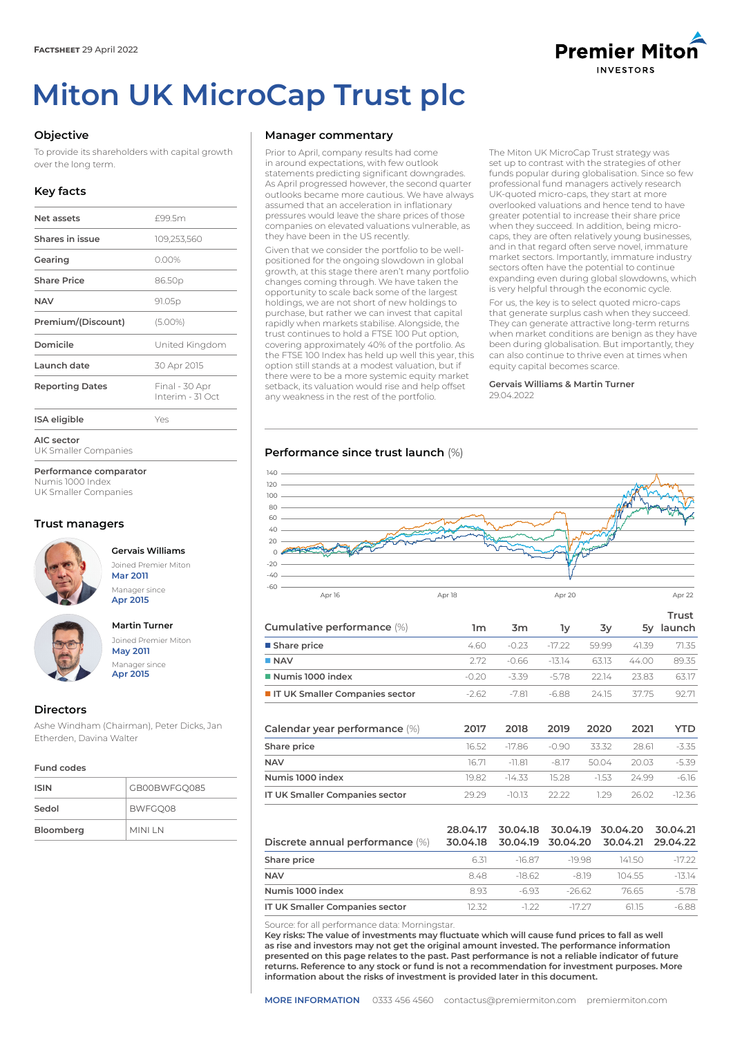**FACTSHEET** 29 April 2022

Premier Miton INVESTORS

# Miton UK MicroCap Trust plc

## Objective

To provide its shareholders with capital growth over the long term.

## Key facts

| | |
|---|---|
| Net assets | £99.5m |
| Shares in issue | 109,253,560 |
| Gearing | 0.00% |
| Share Price | 86.50p |
| NAV | 91.05p |
| Premium/(Discount) | (5.00%) |
| Domicile | United Kingdom |
| Launch date | 30 Apr 2015 |
| Reporting Dates | Final - 30 Apr<br>Interim - 31 Oct |
| ISA eligible | Yes |

**AIC sector**
UK Smaller Companies

**Performance comparator**
Numis 1000 Index
UK Smaller Companies

## Trust managers

**Gervais Williams**
Joined Premier Miton
Mar 2011
Manager since
Apr 2015

**Martin Turner**
Joined Premier Miton
May 2011
Manager since
Apr 2015

## Directors

Ashe Windham (Chairman), Peter Dicks, Jan Etherden, Davina Walter

### Fund codes

| | |
|---|---|
| ISIN | GB00BWFGQ085 |
| Sedol | BWFGQ08 |
| Bloomberg | MINI LN |

## Manager commentary

Prior to April, company results had come in around expectations, with few outlook statements predicting significant downgrades. As April progressed however, the second quarter outlooks became more cautious. We have always assumed that an acceleration in inflationary pressures would leave the share prices of those companies on elevated valuations vulnerable, as they have been in the US recently.

Given that we consider the portfolio to be well-positioned for the ongoing slowdown in global growth, at this stage there aren't many portfolio changes coming through. We have taken the opportunity to scale back some of the largest holdings, we are not short of new holdings to purchase, but rather we can invest that capital rapidly when markets stabilise. Alongside, the trust continues to hold a FTSE 100 Put option, covering approximately 40% of the portfolio. As the FTSE 100 Index has held up well this year, this option still stands at a modest valuation, but if there were to be a more systemic equity market setback, its valuation would rise and help offset any weakness in the rest of the portfolio.

The Miton UK MicroCap Trust strategy was set up to contrast with the strategies of other funds popular during globalisation. Since so few professional fund managers actively research UK-quoted micro-caps, they start at more overlooked valuations and hence tend to have greater potential to increase their share price when they succeed. In addition, being micro-caps, they are often relatively young businesses, and in that regard often serve novel, immature market sectors. Importantly, immature industry sectors often have the potential to continue expanding even during global slowdowns, which is very helpful through the economic cycle.

For us, the key is to select quoted micro-caps that generate surplus cash when they succeed. They can generate attractive long-term returns when market conditions are benign as they have been during globalisation. But importantly, they can also continue to thrive even at times when equity capital becomes scarce.

**Gervais Williams & Martin Turner**
29.04.2022

## Performance since trust launch (%)

| Cumulative performance (%) | 1m | 3m | 1y | 3y | 5y | Trust launch |
|---|---|---|---|---|---|---|
| Share price | 4.60 | -0.23 | -17.22 | 59.99 | 41.39 | 71.35 |
| NAV | 2.72 | -0.66 | -13.14 | 63.13 | 44.00 | 89.35 |
| Numis 1000 index | -0.20 | -3.39 | -5.78 | 22.14 | 23.83 | 63.17 |
| IT UK Smaller Companies sector | -2.62 | -7.81 | -6.88 | 24.15 | 37.75 | 92.71 |

| Calendar year performance (%) | 2017 | 2018 | 2019 | 2020 | 2021 | YTD |
|---|---|---|---|---|---|---|
| Share price | 16.52 | -17.86 | -0.90 | 33.32 | 28.61 | -3.35 |
| NAV | 16.71 | -11.81 | -8.17 | 50.04 | 20.03 | -5.39 |
| Numis 1000 index | 19.82 | -14.33 | 15.28 | -1.53 | 24.99 | -6.16 |
| IT UK Smaller Companies sector | 29.29 | -10.13 | 22.22 | 1.29 | 26.02 | -12.36 |

| Discrete annual performance (%) | 28.04.17<br>30.04.18 | 30.04.18<br>30.04.19 | 30.04.19<br>30.04.20 | 30.04.20<br>30.04.21 | 30.04.21<br>29.04.22 |
|---|---|---|---|---|---|
| Share price | 6.31 | -16.87 | -19.98 | 141.50 | -17.22 |
| NAV | 8.48 | -18.62 | -8.19 | 104.55 | -13.14 |
| Numis 1000 index | 8.93 | -6.93 | -26.62 | 76.65 | -5.78 |
| IT UK Smaller Companies sector | 12.32 | -1.22 | -17.27 | 61.15 | -6.88 |

Source: for all performance data: Morningstar.
**Key risks: The value of investments may fluctuate which will cause fund prices to fall as well as rise and investors may not get the original amount invested. The performance information presented on this page relates to the past. Past performance is not a reliable indicator of future returns. Reference to any stock or fund is not a recommendation for investment purposes. More information about the risks of investment is provided later in this document.**

**MORE INFORMATION** 0333 456 4560 contactus@premiermiton.com premiermiton.com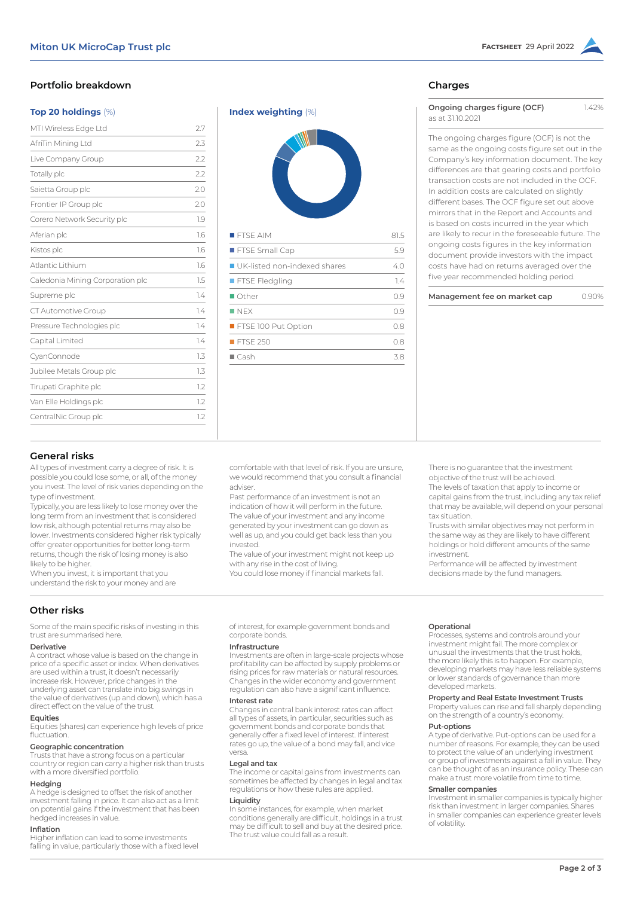## Portfolio breakdown

### Top 20 holdings (%)

| Holding | % |
|---|---|
| MTI Wireless Edge Ltd | 2.7 |
| AfriTin Mining Ltd | 2.3 |
| Live Company Group | 2.2 |
| Totally plc | 2.2 |
| Saietta Group plc | 2.0 |
| Frontier IP Group plc | 2.0 |
| Corero Network Security plc | 1.9 |
| Aferian plc | 1.6 |
| Kistos plc | 1.6 |
| Atlantic Lithium | 1.6 |
| Caledonia Mining Corporation plc | 1.5 |
| Supreme plc | 1.4 |
| CT Automotive Group | 1.4 |
| Pressure Technologies plc | 1.4 |
| Capital Limited | 1.4 |
| CyanConnode | 1.3 |
| Jubilee Metals Group plc | 1.3 |
| Tirupati Graphite plc | 1.2 |
| Van Elle Holdings plc | 1.2 |
| CentralNic Group plc | 1.2 |

### Index weighting (%)

| Index | % |
|---|---|
| FTSE AIM | 81.5 |
| FTSE Small Cap | 5.9 |
| UK-listed non-indexed shares | 4.0 |
| FTSE Fledgling | 1.4 |
| Other | 0.9 |
| NEX | 0.9 |
| FTSE 100 Put Option | 0.8 |
| FTSE 250 | 0.8 |
| Cash | 3.8 |

## Charges

| | |
|---|---|
| **Ongoing charges figure (OCF)** as at 31.10.2021 | 1.42% |

The ongoing charges figure (OCF) is not the same as the ongoing costs figure set out in the Company's key information document. The key differences are that gearing costs and portfolio transaction costs are not included in the OCF. In addition costs are calculated on slightly different bases. The OCF figure set out above mirrors that in the Report and Accounts and is based on costs incurred in the year which are likely to recur in the foreseeable future. The ongoing costs figures in the key information document provide investors with the impact costs have had on returns averaged over the five year recommended holding period.

| | |
|---|---|
| **Management fee on market cap** | 0.90% |

## General risks

All types of investment carry a degree of risk. It is possible you could lose some, or all, of the money you invest. The level of risk varies depending on the type of investment.

Typically, you are less likely to lose money over the long term from an investment that is considered low risk, although potential returns may also be lower. Investments considered higher risk typically offer greater opportunities for better long-term returns, though the risk of losing money is also likely to be higher.

When you invest, it is important that you understand the risk to your money and are comfortable with that level of risk. If you are unsure, we would recommend that you consult a financial adviser.

Past performance of an investment is not an indication of how it will perform in the future.

The value of your investment and any income generated by your investment can go down as well as up, and you could get back less than you invested.

The value of your investment might not keep up with any rise in the cost of living.

You could lose money if financial markets fall.

There is no guarantee that the investment objective of the trust will be achieved.

The levels of taxation that apply to income or capital gains from the trust, including any tax relief that may be available, will depend on your personal tax situation.

Trusts with similar objectives may not perform in the same way as they are likely to have different holdings or hold different amounts of the same investment.

Performance will be affected by investment decisions made by the fund managers.

## Other risks

Some of the main specific risks of investing in this trust are summarised here.

**Derivative**
A contract whose value is based on the change in price of a specific asset or index. When derivatives are used within a trust, it doesn't necessarily increase risk. However, price changes in the underlying asset can translate into big swings in the value of derivatives (up and down), which has a direct effect on the value of the trust.

**Equities**
Equities (shares) can experience high levels of price fluctuation.

**Geographic concentration**
Trusts that have a strong focus on a particular country or region can carry a higher risk than trusts with a more diversified portfolio.

**Hedging**
A hedge is designed to offset the risk of another investment falling in price. It can also act as a limit on potential gains if the investment that has been hedged increases in value.

**Inflation**
Higher inflation can lead to some investments falling in value, particularly those with a fixed level of interest, for example government bonds and corporate bonds.

**Infrastructure**
Investments are often in large-scale projects whose profitability can be affected by supply problems or rising prices for raw materials or natural resources. Changes in the wider economy and government regulation can also have a significant influence.

**Interest rate**
Changes in central bank interest rates can affect all types of assets, in particular, securities such as government bonds and corporate bonds that generally offer a fixed level of interest. If interest rates go up, the value of a bond may fall, and vice versa.

**Legal and tax**
The income or capital gains from investments can sometimes be affected by changes in legal and tax regulations or how these rules are applied.

**Liquidity**
In some instances, for example, when market conditions generally are difficult, holdings in a trust may be difficult to sell and buy at the desired price. The trust value could fall as a result.

**Operational**
Processes, systems and controls around your investment might fail. The more complex or unusual the investments that the trust holds, the more likely this is to happen. For example, developing markets may have less reliable systems or lower standards of governance than more developed markets.

**Property and Real Estate Investment Trusts**
Property values can rise and fall sharply depending on the strength of a country's economy.

**Put-options**
A type of derivative. Put-options can be used for a number of reasons. For example, they can be used to protect the value of an underlying investment or group of investments against a fall in value. They can be thought of as an insurance policy. These can make a trust more volatile from time to time.

**Smaller companies**
Investment in smaller companies is typically higher risk than investment in larger companies. Shares in smaller companies can experience greater levels of volatility.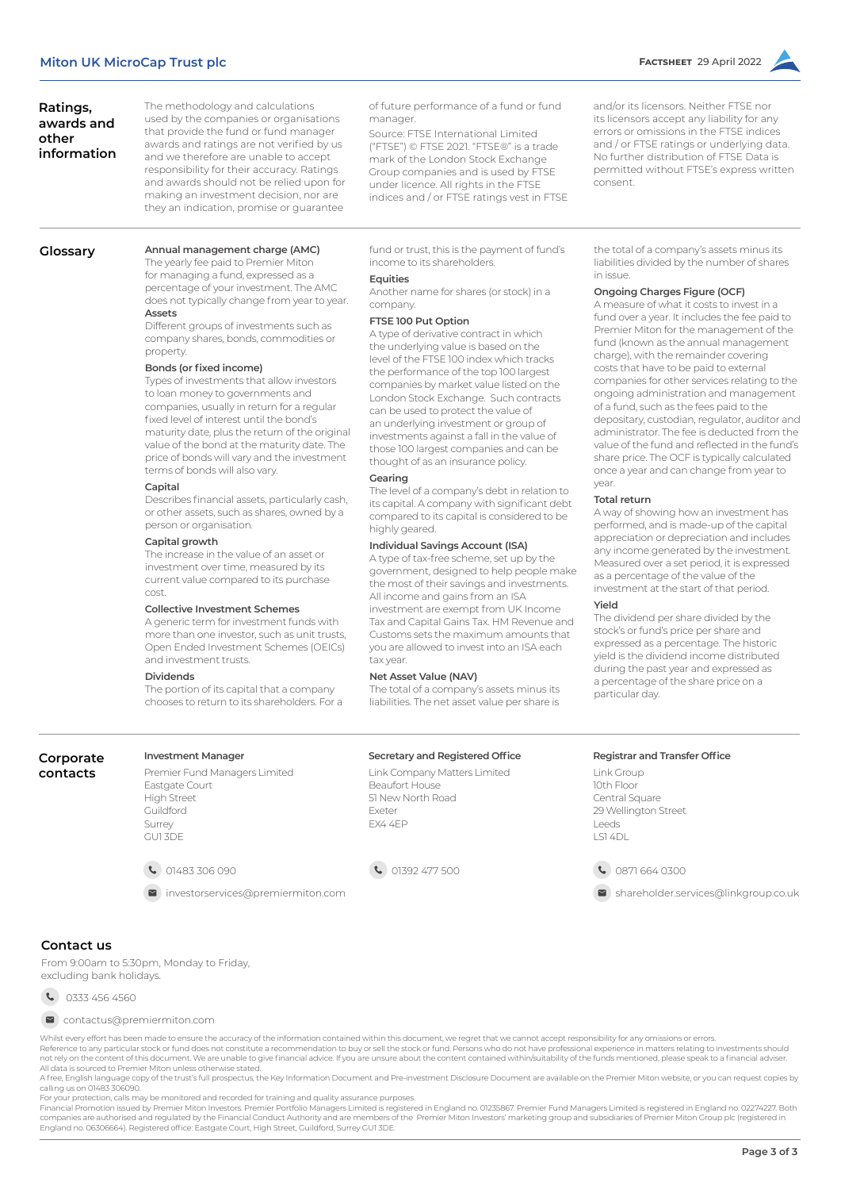## Ratings, awards and other information

The methodology and calculations used by the companies or organisations that provide the fund or fund manager awards and ratings are not verified by us and we therefore are unable to accept responsibility for their accuracy. Ratings and awards should not be relied upon for making an investment decision, nor are they an indication, promise or guarantee of future performance of a fund or fund manager.

Source: FTSE International Limited ("FTSE") © FTSE 2021. "FTSE®" is a trade mark of the London Stock Exchange Group companies and is used by FTSE under licence. All rights in the FTSE indices and / or FTSE ratings vest in FTSE and/or its licensors. Neither FTSE nor its licensors accept any liability for any errors or omissions in the FTSE indices and / or FTSE ratings or underlying data. No further distribution of FTSE Data is permitted without FTSE's express written consent.

## Glossary

**Annual management charge (AMC)**
The yearly fee paid to Premier Miton for managing a fund, expressed as a percentage of your investment. The AMC does not typically change from year to year.

**Assets**
Different groups of investments such as company shares, bonds, commodities or property.

**Bonds (or fixed income)**
Types of investments that allow investors to loan money to governments and companies, usually in return for a regular fixed level of interest until the bond's maturity date, plus the return of the original value of the bond at the maturity date. The price of bonds will vary and the investment terms of bonds will also vary.

**Capital**
Describes financial assets, particularly cash, or other assets, such as shares, owned by a person or organisation.

**Capital growth**
The increase in the value of an asset or investment over time, measured by its current value compared to its purchase cost.

**Collective Investment Schemes**
A generic term for investment funds with more than one investor, such as unit trusts, Open Ended Investment Schemes (OEICs) and investment trusts.

**Dividends**
The portion of its capital that a company chooses to return to its shareholders. For a fund or trust, this is the payment of fund's income to its shareholders.

**Equities**
Another name for shares (or stock) in a company.

**FTSE 100 Put Option**
A type of derivative contract in which the underlying value is based on the level of the FTSE 100 index which tracks the performance of the top 100 largest companies by market value listed on the London Stock Exchange. Such contracts can be used to protect the value of an underlying investment or group of investments against a fall in the value of those 100 largest companies and can be thought of as an insurance policy.

**Gearing**
The level of a company's debt in relation to its capital. A company with significant debt compared to its capital is considered to be highly geared.

**Individual Savings Account (ISA)**
A type of tax-free scheme, set up by the government, designed to help people make the most of their savings and investments. All income and gains from an ISA investment are exempt from UK Income Tax and Capital Gains Tax. HM Revenue and Customs sets the maximum amounts that you are allowed to invest into an ISA each tax year.

**Net Asset Value (NAV)**
The total of a company's assets minus its liabilities. The net asset value per share is the total of a company's assets minus its liabilities divided by the number of shares in issue.

**Ongoing Charges Figure (OCF)**
A measure of what it costs to invest in a fund over a year. It includes the fee paid to Premier Miton for the management of the fund (known as the annual management charge), with the remainder covering costs that have to be paid to external companies for other services relating to the ongoing administration and management of a fund, such as the fees paid to the depositary, custodian, regulator, auditor and administrator. The fee is deducted from the value of the fund and reflected in the fund's share price. The OCF is typically calculated once a year and can change from year to year.

**Total return**
A way of showing how an investment has performed, and is made-up of the capital appreciation or depreciation and includes any income generated by the investment. Measured over a set period, it is expressed as a percentage of the value of the investment at the start of that period.

**Yield**
The dividend per share divided by the stock's or fund's price per share and expressed as a percentage. The historic yield is the dividend income distributed during the past year and expressed as a percentage of the share price on a particular day.

## Corporate contacts

**Investment Manager**
Premier Fund Managers Limited
Eastgate Court
High Street
Guildford
Surrey
GU1 3DE

01483 306 090
investorservices@premiermiton.com

**Secretary and Registered Office**
Link Company Matters Limited
Beaufort House
51 New North Road
Exeter
EX4 4EP

01392 477 500

**Registrar and Transfer Office**
Link Group
10th Floor
Central Square
29 Wellington Street
Leeds
LS1 4DL

0871 664 0300
shareholder.services@linkgroup.co.uk

## Contact us

From 9:00am to 5:30pm, Monday to Friday, excluding bank holidays.

0333 456 4560
contactus@premiermiton.com

Whilst every effort has been made to ensure the accuracy of the information contained within this document, we regret that we cannot accept responsibility for any omissions or errors.
Reference to any particular stock or fund does not constitute a recommendation to buy or sell the stock or fund. Persons who do not have professional experience in matters relating to investments should not rely on the content of this document. We are unable to give financial advice. If you are unsure about the content contained within/suitability of the funds mentioned, please speak to a financial adviser.
All data is sourced to Premier Miton unless otherwise stated.
A free, English language copy of the trust's full prospectus, the Key Information Document and Pre-investment Disclosure Document are available on the Premier Miton website, or you can request copies by calling us on 01483 306090.
For your protection, calls may be monitored and recorded for training and quality assurance purposes.
Financial Promotion issued by Premier Miton Investors. Premier Portfolio Managers Limited is registered in England no. 01235867. Premier Fund Managers Limited is registered in England no. 02274227. Both companies are authorised and regulated by the Financial Conduct Authority and are members of the Premier Miton Investors' marketing group and subsidiaries of Premier Miton Group plc (registered in England no. 06306664). Registered office: Eastgate Court, High Street, Guildford, Surrey GU1 3DE.